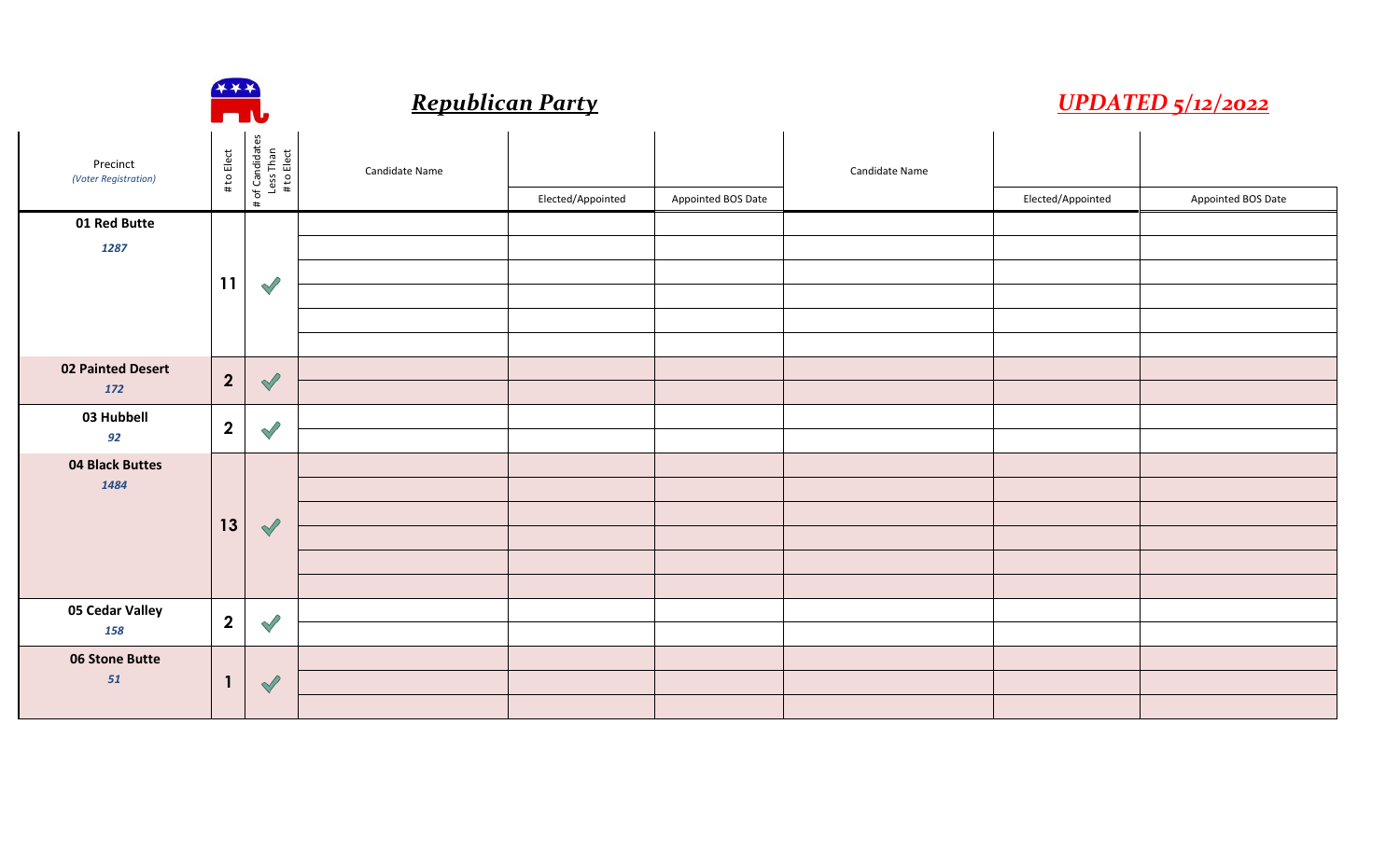## Republican Party

**UPDATED 5/12/2022**

| Precinct (Voter Registration) | # to Elect | # of Candidates Less Than # to Elect | Candidate Name | Elected/Appointed | Appointed BOS Date | Candidate Name | Elected/Appointed | Appointed BOS Date |
|---|---|---|---|---|---|---|---|---|
| **01 Red Butte** *1287* | **11** | ✓ | | | | | | |
| | | | | | | | | |
| | | | | | | | | |
| | | | | | | | | |
| | | | | | | | | |
| | | | | | | | | |
| **02 Painted Desert** *172* | **2** | ✓ | | | | | | |
| | | | | | | | | |
| **03 Hubbell** *92* | **2** | ✓ | | | | | | |
| | | | | | | | | |
| **04 Black Buttes** *1484* | **13** | ✓ | | | | | | |
| | | | | | | | | |
| | | | | | | | | |
| | | | | | | | | |
| | | | | | | | | |
| | | | | | | | | |
| **05 Cedar Valley** *158* | **2** | ✓ | | | | | | |
| | | | | | | | | |
| **06 Stone Butte** *51* | **1** | ✓ | | | | | | |
| | | | | | | | | |
| | | | | | | | | |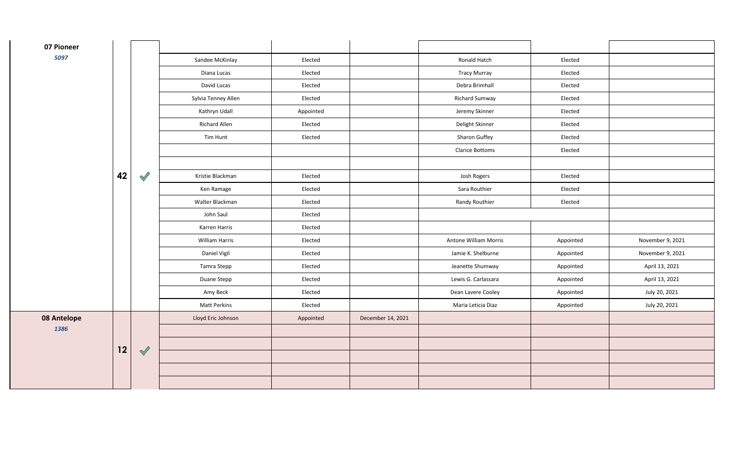| | | | | | | | | |
|---|---|---|---|---|---|---|---|---|
| **07 Pioneer** | | | | | | | | |
| *5097* | | | Sandee McKinlay | Elected | | Ronald Hatch | Elected | |
| | | | Diana Lucas | Elected | | Tracy Murray | Elected | |
| | | | David Lucas | Elected | | Debra Brimhall | Elected | |
| | | | Sylvia Tenney Allen | Elected | | Richard Sumway | Elected | |
| | | | Kathryn Udall | Appointed | | Jeremy Skinner | Elected | |
| | | | Richard Allen | Elected | | Delight Skinner | Elected | |
| | | | Tim Hunt | Elected | | Sharon Guffey | Elected | |
| | | | | | | Clarice Bottoms | Elected | |
| | | | | | | | | |
| | 42 | ✔ | Kristie Blackman | Elected | | Josh Rogers | Elected | |
| | | | Ken Ramage | Elected | | Sara Routhier | Elected | |
| | | | Walter Blackman | Elected | | Randy Routhier | Elected | |
| | | | John Saul | Elected | | | | |
| | | | Karren Harris | Elected | | | | |
| | | | William Harris | Elected | | Antone William Morris | Appointed | November 9, 2021 |
| | | | Daniel Vigil | Elected | | Jamie K. Shelburne | Appointed | November 9, 2021 |
| | | | Tamra Stepp | Elected | | Jeanette Shumway | Appointed | April 13, 2021 |
| | | | Duane Stepp | Elected | | Lewis G. Carlassara | Appointed | April 13, 2021 |
| | | | Amy Beck | Elected | | Dean Lavere Cooley | Appointed | July 20, 2021 |
| | | | Matt Perkins | Elected | | Maria Leticia Diaz | Appointed | July 20, 2021 |
| **08 Antelope** | | | Lloyd Eric Johnson | Appointed | December 14, 2021 | | | |
| *1386* | | | | | | | | |
| | 12 | ✔ | | | | | | |
| | | | | | | | | |
| | | | | | | | | |
| | | | | | | | | |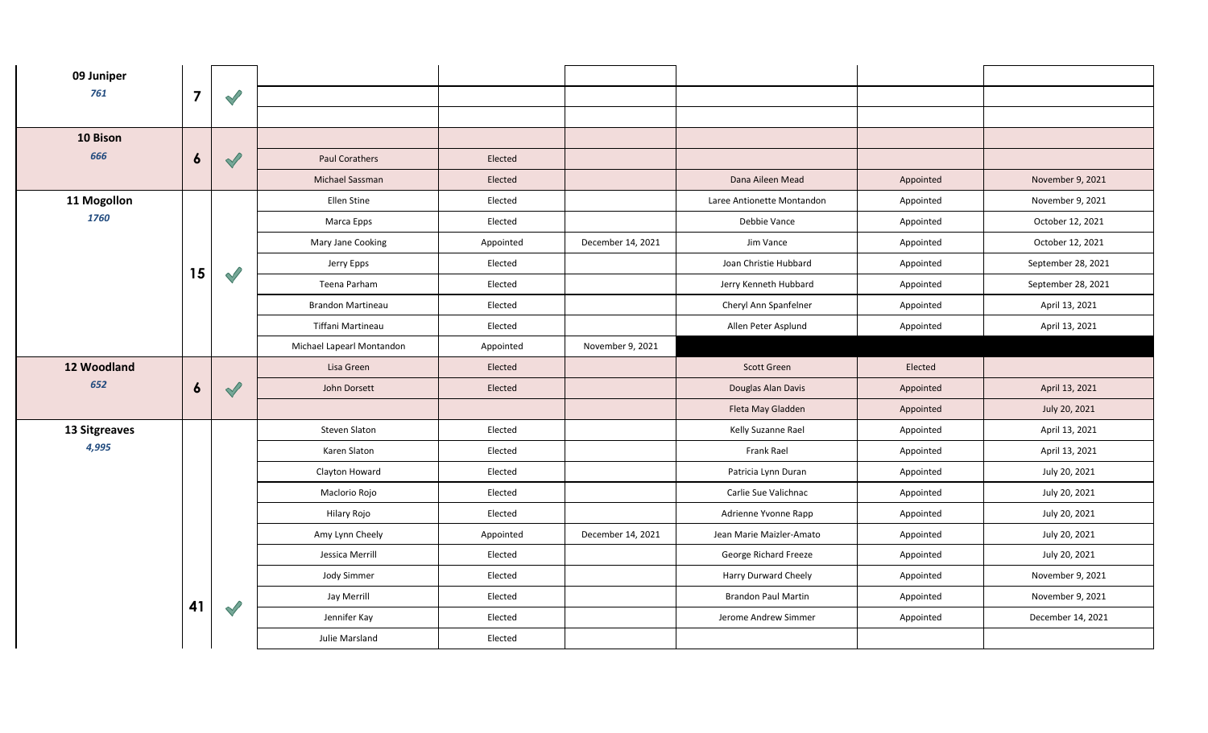| | | | | | | | | |
|---|---|---|---|---|---|---|---|---|
| **09 Juniper** *761* | 7 | ✓ | | | | | | |
| | | | | | | | | |
| | | | | | | | | |
| **10 Bison** *666* | 6 | ✓ | | | | | | |
| | | | Paul Corathers | Elected | | | | |
| | | | Michael Sassman | Elected | | Dana Aileen Mead | Appointed | November 9, 2021 |
| **11 Mogollon** *1760* | 15 | ✓ | Ellen Stine | Elected | | Laree Antionette Montandon | Appointed | November 9, 2021 |
| | | | Marca Epps | Elected | | Debbie Vance | Appointed | October 12, 2021 |
| | | | Mary Jane Cooking | Appointed | December 14, 2021 | Jim Vance | Appointed | October 12, 2021 |
| | | | Jerry Epps | Elected | | Joan Christie Hubbard | Appointed | September 28, 2021 |
| | | | Teena Parham | Elected | | Jerry Kenneth Hubbard | Appointed | September 28, 2021 |
| | | | Brandon Martineau | Elected | | Cheryl Ann Spanfelner | Appointed | April 13, 2021 |
| | | | Tiffani Martineau | Elected | | Allen Peter Asplund | Appointed | April 13, 2021 |
| | | | Michael Lapearl Montandon | Appointed | November 9, 2021 | | | |
| **12 Woodland** *652* | 6 | ✓ | Lisa Green | Elected | | Scott Green | Elected | |
| | | | John Dorsett | Elected | | Douglas Alan Davis | Appointed | April 13, 2021 |
| | | | | | | Fleta May Gladden | Appointed | July 20, 2021 |
| **13 Sitgreaves** *4,995* | 41 | ✓ | Steven Slaton | Elected | | Kelly Suzanne Rael | Appointed | April 13, 2021 |
| | | | Karen Slaton | Elected | | Frank Rael | Appointed | April 13, 2021 |
| | | | Clayton Howard | Elected | | Patricia Lynn Duran | Appointed | July 20, 2021 |
| | | | Maclorio Rojo | Elected | | Carlie Sue Valichnac | Appointed | July 20, 2021 |
| | | | Hilary Rojo | Elected | | Adrienne Yvonne Rapp | Appointed | July 20, 2021 |
| | | | Amy Lynn Cheely | Appointed | December 14, 2021 | Jean Marie Maizler-Amato | Appointed | July 20, 2021 |
| | | | Jessica Merrill | Elected | | George Richard Freeze | Appointed | July 20, 2021 |
| | | | Jody Simmer | Elected | | Harry Durward Cheely | Appointed | November 9, 2021 |
| | | | Jay Merrill | Elected | | Brandon Paul Martin | Appointed | November 9, 2021 |
| | | | Jennifer Kay | Elected | | Jerome Andrew Simmer | Appointed | December 14, 2021 |
| | | | Julie Marsland | Elected | | | | |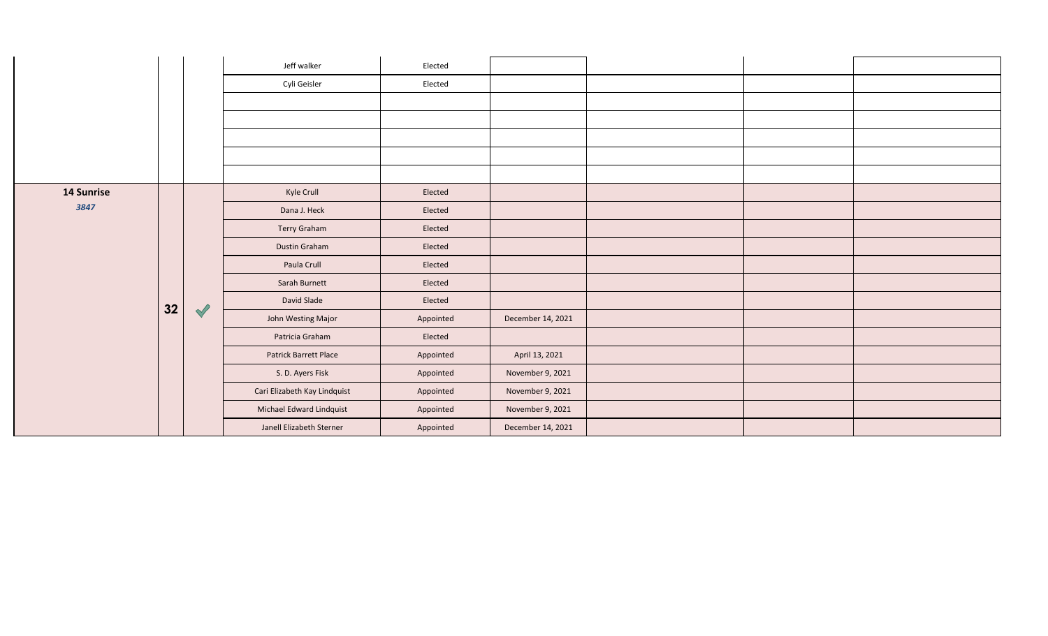| | | | | | | | | |
|---|---|---|---|---|---|---|---|---|
| | | | Jeff walker | Elected | | | | |
| | | | Cyli Geisler | Elected | | | | |
| | | | | | | | | |
| | | | | | | | | |
| | | | | | | | | |
| | | | | | | | | |
| | | | | | | | | |
| **14 Sunrise** *3847* | 32 | ✓ | Kyle Crull | Elected | | | | |
| | | | Dana J. Heck | Elected | | | | |
| | | | Terry Graham | Elected | | | | |
| | | | Dustin Graham | Elected | | | | |
| | | | Paula Crull | Elected | | | | |
| | | | Sarah Burnett | Elected | | | | |
| | | | David Slade | Elected | | | | |
| | | | John Westing Major | Appointed | December 14, 2021 | | | |
| | | | Patricia Graham | Elected | | | | |
| | | | Patrick Barrett Place | Appointed | April 13, 2021 | | | |
| | | | S. D. Ayers Fisk | Appointed | November 9, 2021 | | | |
| | | | Cari Elizabeth Kay Lindquist | Appointed | November 9, 2021 | | | |
| | | | Michael Edward Lindquist | Appointed | November 9, 2021 | | | |
| | | | Janell Elizabeth Sterner | Appointed | December 14, 2021 | | | |